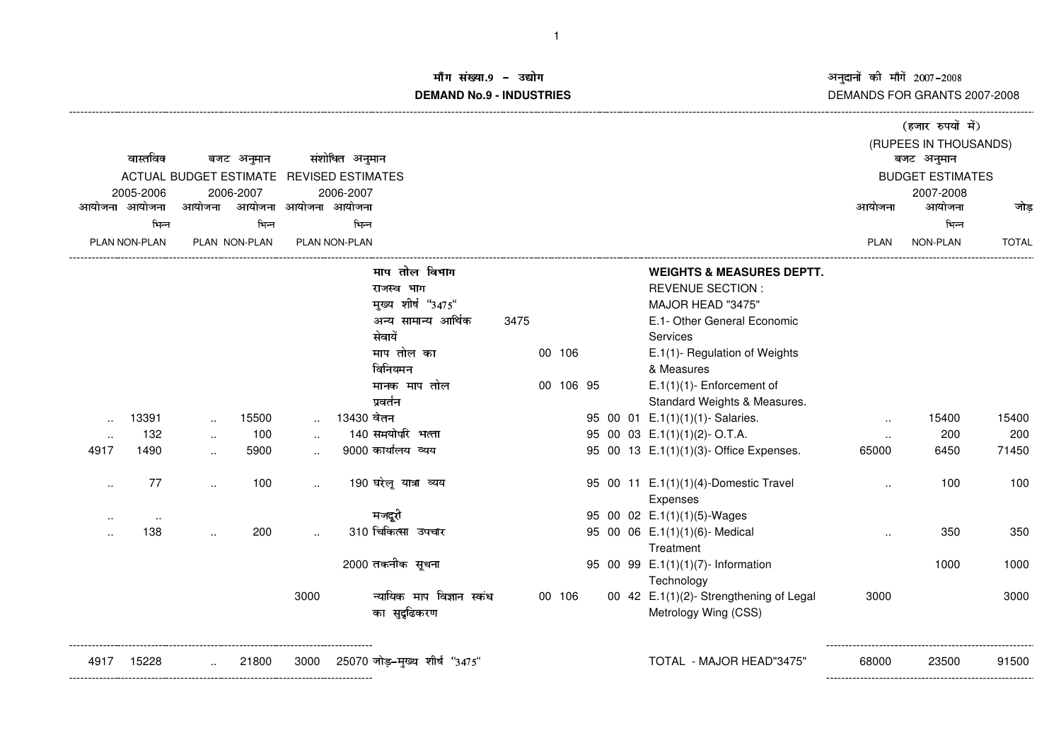# मॉँग संख्या.9 – उद्योग
# DEMAND No.9 - INDUSTRIES

अनुदानों की माँगें 2007-2008
DEMANDS FOR GRANTS 2007-2008

(हजार रुपयों में)
(RUPEES IN THOUSANDS)

| वास्तविक ACTUAL 2005-2006 आयोजना PLAN | आयोजना भिन्न NON-PLAN | बजट अनुमान BUDGET ESTIMATE 2006-2007 आयोजना PLAN | आयोजना भिन्न NON-PLAN | संशोधित अनुमान REVISED ESTIMATES 2006-2007 आयोजना PLAN | आयोजना भिन्न NON-PLAN | | | | | बजट अनुमान BUDGET ESTIMATES 2007-2008 आयोजना PLAN | आयोजना भिन्न NON-PLAN | जोड़ TOTAL |
|---|---|---|---|---|---|---|---|---|---|---|---|---|
| | | | | | | माप तोल विभाग | | | WEIGHTS & MEASURES DEPTT. | | | |
| | | | | | | राजस्व भाग | | | REVENUE SECTION : | | | |
| | | | | | | मुख्य शीर्ष "3475" | | | MAJOR HEAD "3475" | | | |
| | | | | | | अन्य सामान्य आर्थिक सेवायें | 3475 | | E.1- Other General Economic Services | | | |
| | | | | | | माप तोल का विनियमन | 00 106 | | E.1(1)- Regulation of Weights & Measures | | | |
| | | | | | | मानक माप तोल प्रवर्तन | 00 106 95 | | E.1(1)(1)- Enforcement of Standard Weights & Measures. | | | |
| .. | 13391 | .. | 15500 | .. | 13430 | वेतन | | 95 00 01 | E.1(1)(1)(1)- Salaries. | .. | 15400 | 15400 |
| .. | 132 | .. | 100 | .. | 140 | समयोपरि भत्ता | | 95 00 03 | E.1(1)(1)(2)- O.T.A. | .. | 200 | 200 |
| 4917 | 1490 | .. | 5900 | .. | 9000 | कार्यालय व्यय | | 95 00 13 | E.1(1)(1)(3)- Office Expenses. | 65000 | 6450 | 71450 |
| .. | 77 | .. | 100 | .. | 190 | घरेलू यात्रा व्यय | | 95 00 11 | E.1(1)(1)(4)-Domestic Travel Expenses | .. | 100 | 100 |
| .. | .. | | | | | मजदूरी | | 95 00 02 | E.1(1)(1)(5)-Wages | | | |
| .. | 138 | .. | 200 | .. | 310 | चिकित्सा उपचार | | 95 00 06 | E.1(1)(1)(6)- Medical Treatment | .. | 350 | 350 |
| | | | | | 2000 | तकनीक सूचना | | 95 00 99 | E.1(1)(1)(7)- Information Technology | | 1000 | 1000 |
| | | | | 3000 | | न्यायिक माप विज्ञान स्कंध का सुदृढिकरण | 00 106 | 00 42 | E.1(1)(2)- Strengthening of Legal Metrology Wing (CSS) | 3000 | | 3000 |
| 4917 | 15228 | .. | 21800 | 3000 | 25070 | जोड़-मुख्य शीर्ष "3475" | | | TOTAL - MAJOR HEAD"3475" | 68000 | 23500 | 91500 |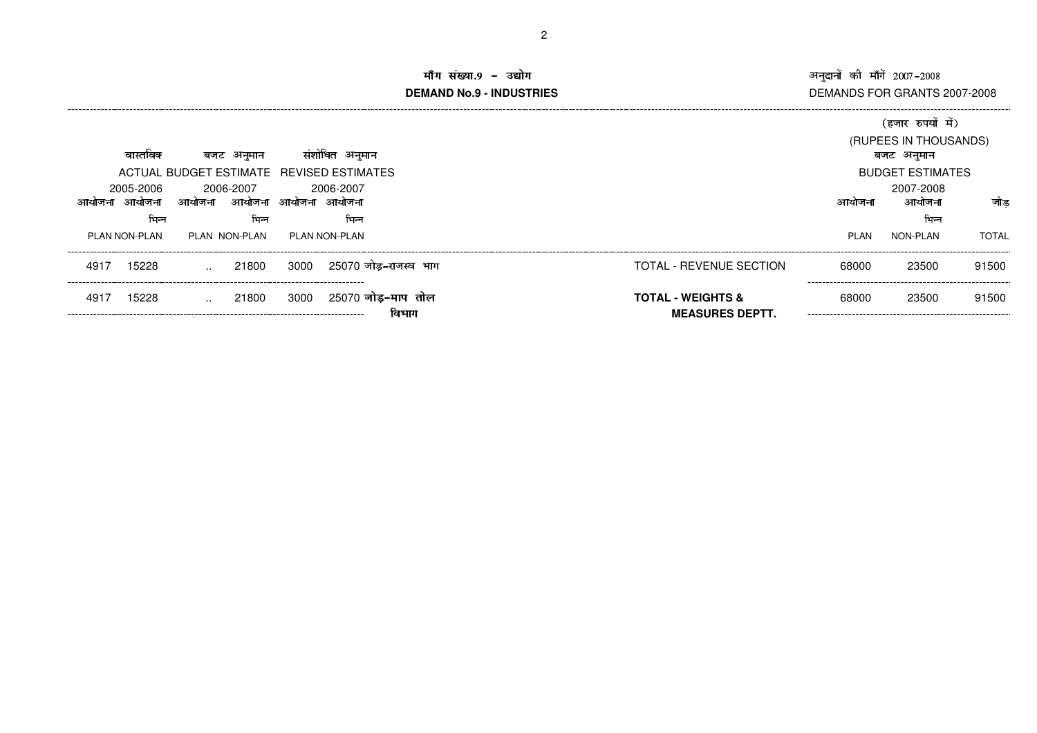**माँग संख्या.9 – उद्योग**

**DEMAND No.9 - INDUSTRIES**

अनुदानों की माँगें 2007-2008

DEMANDS FOR GRANTS 2007-2008

(हजार रुपयों में)

(RUPEES IN THOUSANDS)

| वास्तविक ACTUAL 2005-2006 | | बजट अनुमान BUDGET ESTIMATE 2006-2007 | | संशोधित अनुमान REVISED ESTIMATES 2006-2007 | | | | बजट अनुमान BUDGET ESTIMATES 2007-2008 | | |
|---|---|---|---|---|---|---|---|---|---|---|
| आयोजना PLAN | आयोजना भिन्न NON-PLAN | आयोजना PLAN | आयोजना भिन्न NON-PLAN | आयोजना PLAN | आयोजना भिन्न NON-PLAN | | | आयोजना PLAN | आयोजना भिन्न NON-PLAN | जोड़ TOTAL |
| 4917 | 15228 | .. | 21800 | 3000 | 25070 | जोड़-राजस्व भाग | TOTAL - REVENUE SECTION | 68000 | 23500 | 91500 |
| 4917 | 15228 | .. | 21800 | 3000 | 25070 | **जोड़-माप तोल विभाग** | **TOTAL - WEIGHTS & MEASURES DEPTT.** | 68000 | 23500 | 91500 |